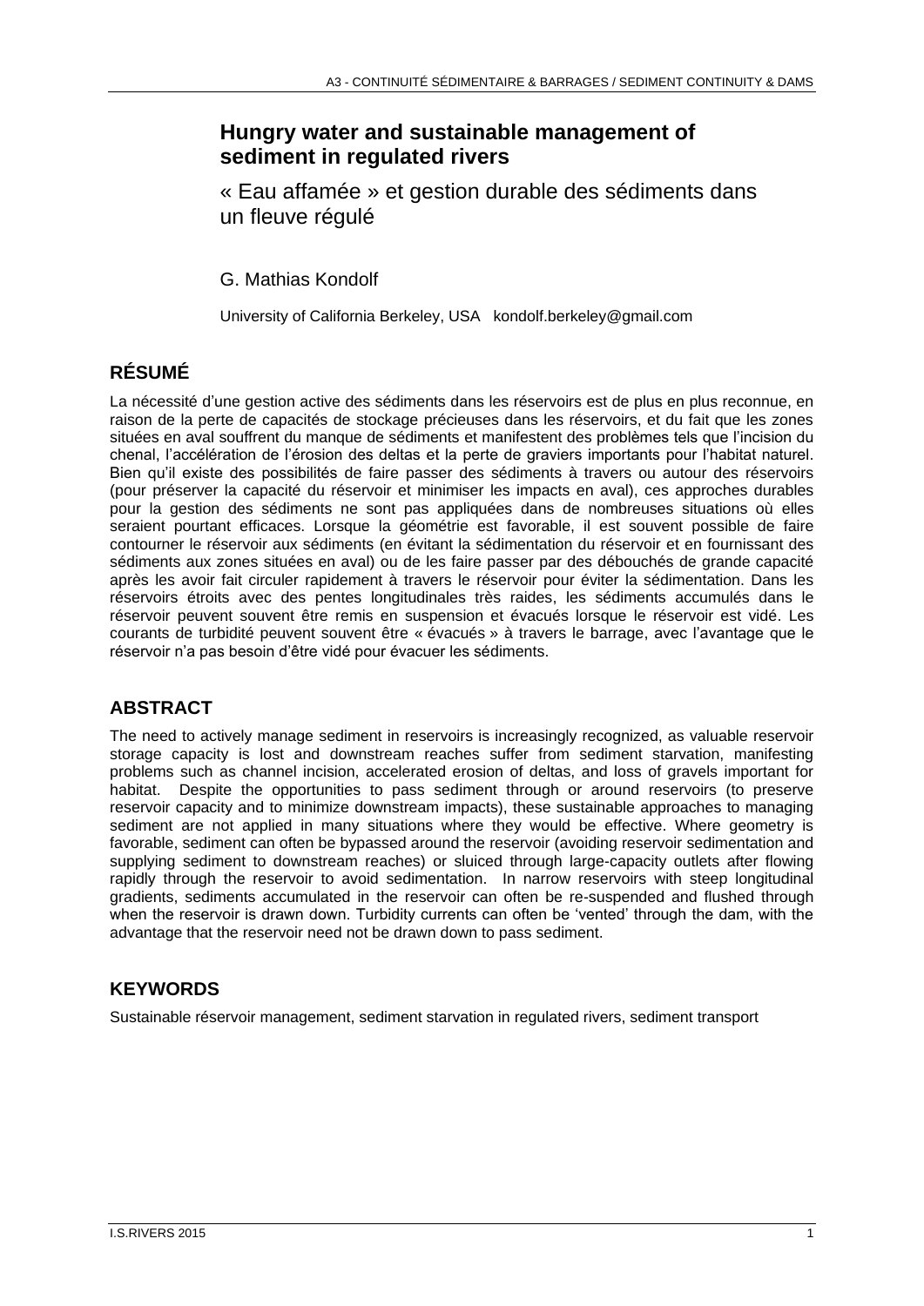# Hungry water and sustainable management of sediment in regulated rivers

« Eau affamée » et gestion durable des sédiments dans un fleuve régulé

G. Mathias Kondolf

University of California Berkeley, USA kondolf.berkeley@gmail.com

## RÉSUMÉ

La nécessité d'une gestion active des sédiments dans les réservoirs est de plus en plus reconnue, en raison de la perte de capacités de stockage précieuses dans les réservoirs, et du fait que les zones situées en aval souffrent du manque de sédiments et manifestent des problèmes tels que l'incision du chenal, l'accélération de l'érosion des deltas et la perte de graviers importants pour l'habitat naturel. Bien qu'il existe des possibilités de faire passer des sédiments à travers ou autour des réservoirs (pour préserver la capacité du réservoir et minimiser les impacts en aval), ces approches durables pour la gestion des sédiments ne sont pas appliquées dans de nombreuses situations où elles seraient pourtant efficaces. Lorsque la géométrie est favorable, il est souvent possible de faire contourner le réservoir aux sédiments (en évitant la sédimentation du réservoir et en fournissant des sédiments aux zones situées en aval) ou de les faire passer par des débouchés de grande capacité après les avoir fait circuler rapidement à travers le réservoir pour éviter la sédimentation. Dans les réservoirs étroits avec des pentes longitudinales très raides, les sédiments accumulés dans le réservoir peuvent souvent être remis en suspension et évacués lorsque le réservoir est vidé. Les courants de turbidité peuvent souvent être « évacués » à travers le barrage, avec l'avantage que le réservoir n'a pas besoin d'être vidé pour évacuer les sédiments.

## ABSTRACT

The need to actively manage sediment in reservoirs is increasingly recognized, as valuable reservoir storage capacity is lost and downstream reaches suffer from sediment starvation, manifesting problems such as channel incision, accelerated erosion of deltas, and loss of gravels important for habitat. Despite the opportunities to pass sediment through or around reservoirs (to preserve reservoir capacity and to minimize downstream impacts), these sustainable approaches to managing sediment are not applied in many situations where they would be effective. Where geometry is favorable, sediment can often be bypassed around the reservoir (avoiding reservoir sedimentation and supplying sediment to downstream reaches) or sluiced through large-capacity outlets after flowing rapidly through the reservoir to avoid sedimentation. In narrow reservoirs with steep longitudinal gradients, sediments accumulated in the reservoir can often be re-suspended and flushed through when the reservoir is drawn down. Turbidity currents can often be 'vented' through the dam, with the advantage that the reservoir need not be drawn down to pass sediment.

## KEYWORDS

Sustainable réservoir management, sediment starvation in regulated rivers, sediment transport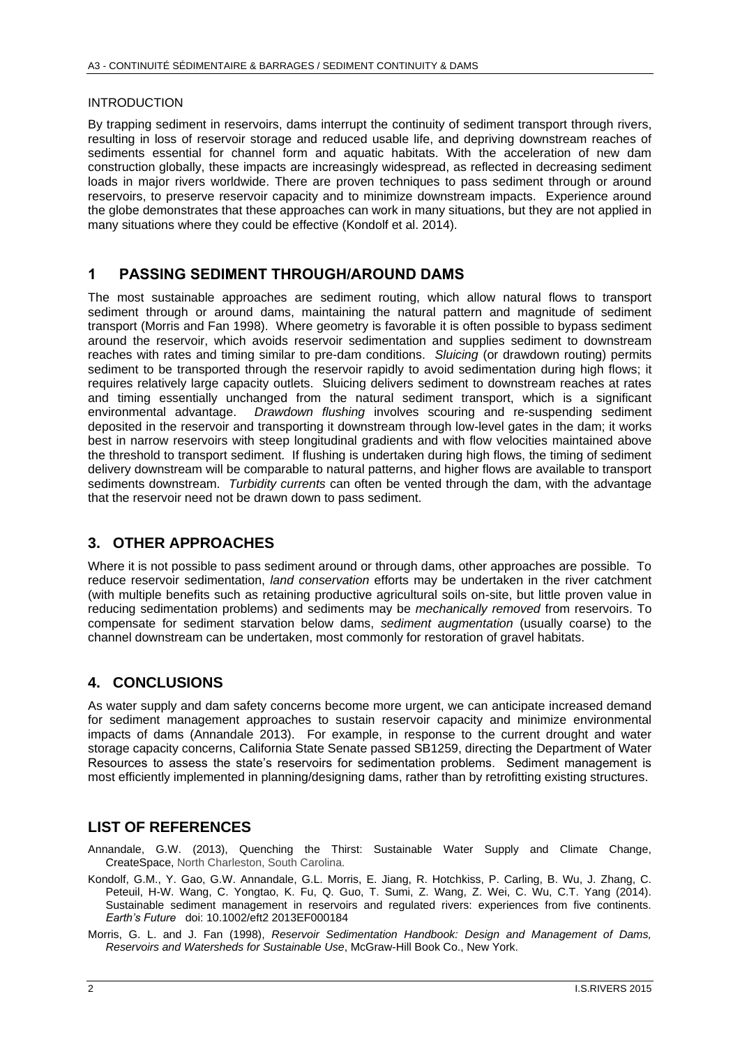## INTRODUCTION

By trapping sediment in reservoirs, dams interrupt the continuity of sediment transport through rivers, resulting in loss of reservoir storage and reduced usable life, and depriving downstream reaches of sediments essential for channel form and aquatic habitats. With the acceleration of new dam construction globally, these impacts are increasingly widespread, as reflected in decreasing sediment loads in major rivers worldwide. There are proven techniques to pass sediment through or around reservoirs, to preserve reservoir capacity and to minimize downstream impacts. Experience around the globe demonstrates that these approaches can work in many situations, but they are not applied in many situations where they could be effective (Kondolf et al. 2014).

## 1 PASSING SEDIMENT THROUGH/AROUND DAMS

The most sustainable approaches are sediment routing, which allow natural flows to transport sediment through or around dams, maintaining the natural pattern and magnitude of sediment transport (Morris and Fan 1998). Where geometry is favorable it is often possible to bypass sediment around the reservoir, which avoids reservoir sedimentation and supplies sediment to downstream reaches with rates and timing similar to pre-dam conditions. *Sluicing* (or drawdown routing) permits sediment to be transported through the reservoir rapidly to avoid sedimentation during high flows; it requires relatively large capacity outlets. Sluicing delivers sediment to downstream reaches at rates and timing essentially unchanged from the natural sediment transport, which is a significant environmental advantage. *Drawdown flushing* involves scouring and re-suspending sediment deposited in the reservoir and transporting it downstream through low-level gates in the dam; it works best in narrow reservoirs with steep longitudinal gradients and with flow velocities maintained above the threshold to transport sediment. If flushing is undertaken during high flows, the timing of sediment delivery downstream will be comparable to natural patterns, and higher flows are available to transport sediments downstream. *Turbidity currents* can often be vented through the dam, with the advantage that the reservoir need not be drawn down to pass sediment.

## 3. OTHER APPROACHES

Where it is not possible to pass sediment around or through dams, other approaches are possible. To reduce reservoir sedimentation, *land conservation* efforts may be undertaken in the river catchment (with multiple benefits such as retaining productive agricultural soils on-site, but little proven value in reducing sedimentation problems) and sediments may be *mechanically removed* from reservoirs. To compensate for sediment starvation below dams, *sediment augmentation* (usually coarse) to the channel downstream can be undertaken, most commonly for restoration of gravel habitats.

## 4. CONCLUSIONS

As water supply and dam safety concerns become more urgent, we can anticipate increased demand for sediment management approaches to sustain reservoir capacity and minimize environmental impacts of dams (Annandale 2013). For example, in response to the current drought and water storage capacity concerns, California State Senate passed SB1259, directing the Department of Water Resources to assess the state's reservoirs for sedimentation problems. Sediment management is most efficiently implemented in planning/designing dams, rather than by retrofitting existing structures.

## LIST OF REFERENCES

Annandale, G.W. (2013), Quenching the Thirst: Sustainable Water Supply and Climate Change, CreateSpace, North Charleston, South Carolina.

Kondolf, G.M., Y. Gao, G.W. Annandale, G.L. Morris, E. Jiang, R. Hotchkiss, P. Carling, B. Wu, J. Zhang, C. Peteuil, H-W. Wang, C. Yongtao, K. Fu, Q. Guo, T. Sumi, Z. Wang, Z. Wei, C. Wu, C.T. Yang (2014). Sustainable sediment management in reservoirs and regulated rivers: experiences from five continents. *Earth's Future* doi: 10.1002/eft2 2013EF000184

Morris, G. L. and J. Fan (1998), *Reservoir Sedimentation Handbook: Design and Management of Dams, Reservoirs and Watersheds for Sustainable Use*, McGraw-Hill Book Co., New York.